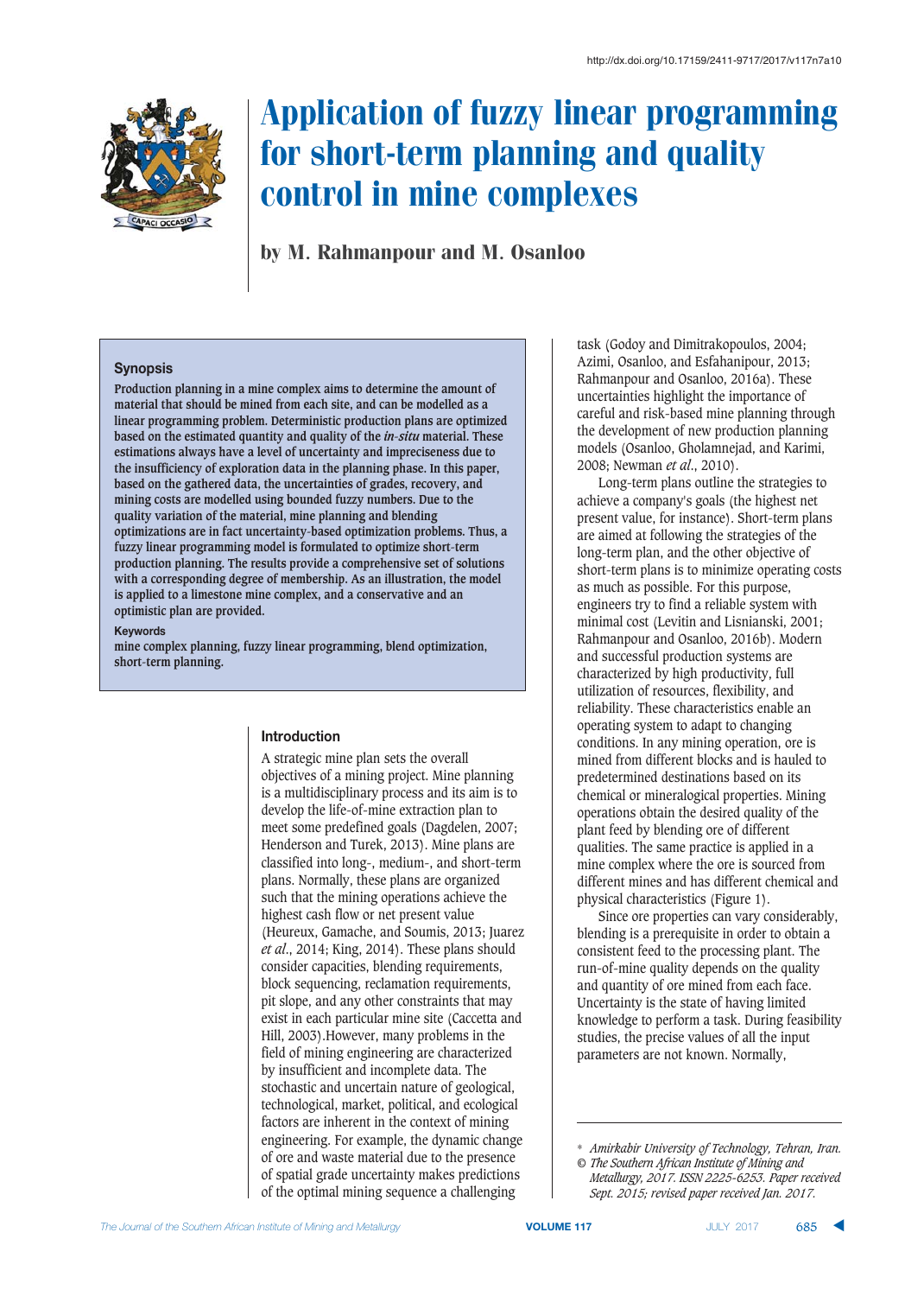http://dx.doi.org/10.17159/2411-9717/2017/v117n7a10

# Application of fuzzy linear programming for short-term planning and quality control in mine complexes

by M. Rahmanpour and M. Osanloo

### Synopsis

**Production planning in a mine complex aims to determine the amount of material that should be mined from each site, and can be modelled as a linear programming problem. Deterministic production plans are optimized based on the estimated quantity and quality of the *in-situ* material. These estimations always have a level of uncertainty and impreciseness due to the insufficiency of exploration data in the planning phase. In this paper, based on the gathered data, the uncertainties of grades, recovery, and mining costs are modelled using bounded fuzzy numbers. Due to the quality variation of the material, mine planning and blending optimizations are in fact uncertainty-based optimization problems. Thus, a fuzzy linear programming model is formulated to optimize short-term production planning. The results provide a comprehensive set of solutions with a corresponding degree of membership. As an illustration, the model is applied to a limestone mine complex, and a conservative and an optimistic plan are provided.**

#### Keywords

mine complex planning, fuzzy linear programming, blend optimization, short-term planning.

## Introduction

A strategic mine plan sets the overall objectives of a mining project. Mine planning is a multidisciplinary process and its aim is to develop the life-of-mine extraction plan to meet some predefined goals (Dagdelen, 2007; Henderson and Turek, 2013). Mine plans are classified into long-, medium-, and short-term plans. Normally, these plans are organized such that the mining operations achieve the highest cash flow or net present value (Heureux, Gamache, and Soumis, 2013; Juarez *et al*., 2014; King, 2014). These plans should consider capacities, blending requirements, block sequencing, reclamation requirements, pit slope, and any other constraints that may exist in each particular mine site (Caccetta and Hill, 2003).However, many problems in the field of mining engineering are characterized by insufficient and incomplete data. The stochastic and uncertain nature of geological, technological, market, political, and ecological factors are inherent in the context of mining engineering. For example, the dynamic change of ore and waste material due to the presence of spatial grade uncertainty makes predictions of the optimal mining sequence a challenging task (Godoy and Dimitrakopoulos, 2004; Azimi, Osanloo, and Esfahanipour, 2013; Rahmanpour and Osanloo, 2016a). These uncertainties highlight the importance of careful and risk-based mine planning through the development of new production planning models (Osanloo, Gholamnejad, and Karimi, 2008; Newman *et al*., 2010).

Long-term plans outline the strategies to achieve a company's goals (the highest net present value, for instance). Short-term plans are aimed at following the strategies of the long-term plan, and the other objective of short-term plans is to minimize operating costs as much as possible. For this purpose, engineers try to find a reliable system with minimal cost (Levitin and Lisnianski, 2001; Rahmanpour and Osanloo, 2016b). Modern and successful production systems are characterized by high productivity, full utilization of resources, flexibility, and reliability. These characteristics enable an operating system to adapt to changing conditions. In any mining operation, ore is mined from different blocks and is hauled to predetermined destinations based on its chemical or mineralogical properties. Mining operations obtain the desired quality of the plant feed by blending ore of different qualities. The same practice is applied in a mine complex where the ore is sourced from different mines and has different chemical and physical characteristics (Figure 1).

Since ore properties can vary considerably, blending is a prerequisite in order to obtain a consistent feed to the processing plant. The run-of-mine quality depends on the quality and quantity of ore mined from each face. Uncertainty is the state of having limited knowledge to perform a task. During feasibility studies, the precise values of all the input parameters are not known. Normally,

---

\* *Amirkabir University of Technology, Tehran, Iran.*
© *The Southern African Institute of Mining and Metallurgy, 2017. ISSN 2225-6253. Paper received Sept. 2015; revised paper received Jan. 2017.*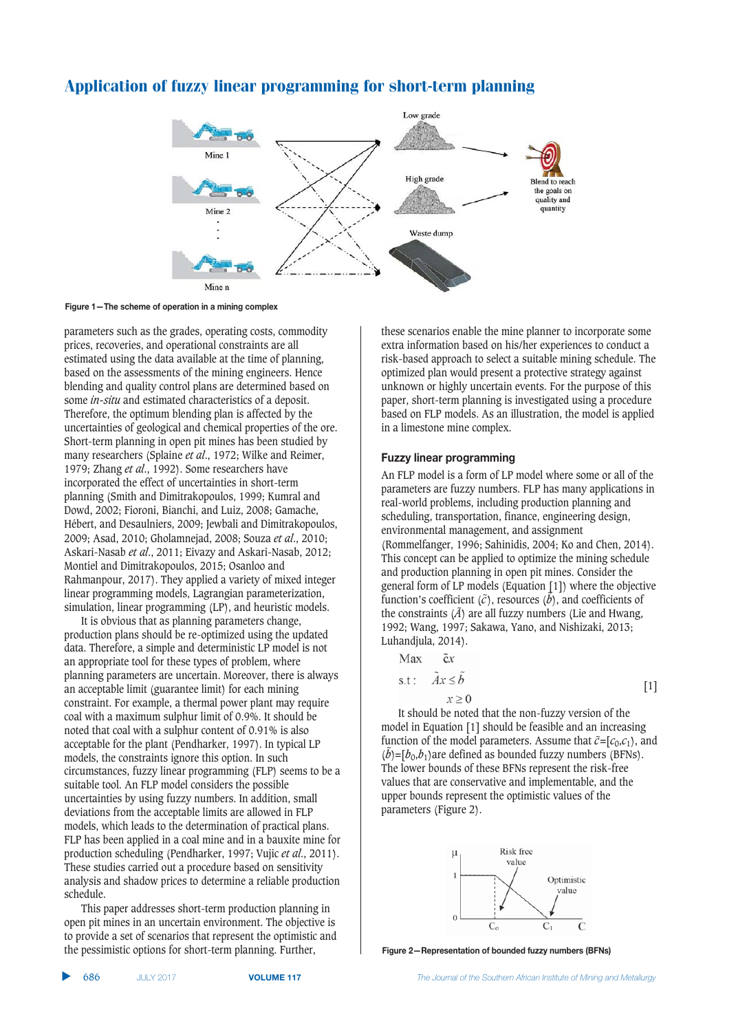Low grade

Mine 1

High grade

Blend to reach the goals on quality and quantity

Mine 2

Waste dump

Mine n

Figure 1—The scheme of operation in a mining complex

parameters such as the grades, operating costs, commodity prices, recoveries, and operational constraints are all estimated using the data available at the time of planning, based on the assessments of the mining engineers. Hence blending and quality control plans are determined based on some *in-situ* and estimated characteristics of a deposit. Therefore, the optimum blending plan is affected by the uncertainties of geological and chemical properties of the ore. Short-term planning in open pit mines has been studied by many researchers (Splaine *et al*., 1972; Wilke and Reimer, 1979; Zhang *et al*., 1992). Some researchers have incorporated the effect of uncertainties in short-term planning (Smith and Dimitrakopoulos, 1999; Kumral and Dowd, 2002; Fioroni, Bianchi, and Luiz, 2008; Gamache, Hébert, and Desaulniers, 2009; Jewbali and Dimitrakopoulos, 2009; Asad, 2010; Gholamnejad, 2008; Souza *et al*., 2010; Askari-Nasab *et al*., 2011; Eivazy and Askari-Nasab, 2012; Montiel and Dimitrakopoulos, 2015; Osanloo and Rahmanpour, 2017). They applied a variety of mixed integer linear programming models, Lagrangian parameterization, simulation, linear programming (LP), and heuristic models.

It is obvious that as planning parameters change, production plans should be re-optimized using the updated data. Therefore, a simple and deterministic LP model is not an appropriate tool for these types of problem, where planning parameters are uncertain. Moreover, there is always an acceptable limit (guarantee limit) for each mining constraint. For example, a thermal power plant may require coal with a maximum sulphur limit of 0.9%. It should be noted that coal with a sulphur content of 0.91% is also acceptable for the plant (Pendharker, 1997). In typical LP models, the constraints ignore this option. In such circumstances, fuzzy linear programming (FLP) seems to be a suitable tool. An FLP model considers the possible uncertainties by using fuzzy numbers. In addition, small deviations from the acceptable limits are allowed in FLP models, which leads to the determination of practical plans. FLP has been applied in a coal mine and in a bauxite mine for production scheduling (Pendharker, 1997; Vujic *et al*., 2011). These studies carried out a procedure based on sensitivity analysis and shadow prices to determine a reliable production schedule.

This paper addresses short-term production planning in open pit mines in an uncertain environment. The objective is to provide a set of scenarios that represent the optimistic and the pessimistic options for short-term planning. Further, these scenarios enable the mine planner to incorporate some extra information based on his/her experiences to conduct a risk-based approach to select a suitable mining schedule. The optimized plan would present a protective strategy against unknown or highly uncertain events. For the purpose of this paper, short-term planning is investigated using a procedure based on FLP models. As an illustration, the model is applied in a limestone mine complex.

## Fuzzy linear programming

An FLP model is a form of LP model where some or all of the parameters are fuzzy numbers. FLP has many applications in real-world problems, including production planning and scheduling, transportation, finance, engineering design, environmental management, and assignment (Rommelfanger, 1996; Sahinidis, 2004; Ko and Chen, 2014). This concept can be applied to optimize the mining schedule and production planning in open pit mines. Consider the general form of FLP models (Equation [1]) where the objective function's coefficient ($\tilde{c}$), resources ($\tilde{b}$), and coefficients of the constraints ($\tilde{A}$) are all fuzzy numbers (Lie and Hwang, 1992; Wang, 1997; Sakawa, Yano, and Nishizaki, 2013; Luhandjula, 2014).

$$
\begin{aligned}
\text{Max} \quad & \tilde{c}x \\
\text{s.t:} \quad & \tilde{A}x \leq \tilde{b} \\
& x \geq 0
\end{aligned}
\qquad [1]
$$

It should be noted that the non-fuzzy version of the model in Equation [1] should be feasible and an increasing function of the model parameters. Assume that $\tilde{c}=[c_0,c_1)$, and $(\tilde{b})=[b_0,b_1)$are defined as bounded fuzzy numbers (BFNs). The lower bounds of these BFNs represent the risk-free values that are conservative and implementable, and the upper bounds represent the optimistic values of the parameters (Figure 2).

μ

1

0

Risk free value

Optimistic value

$C_0$

$C_1$

C

Figure 2—Representation of bounded fuzzy numbers (BFNs)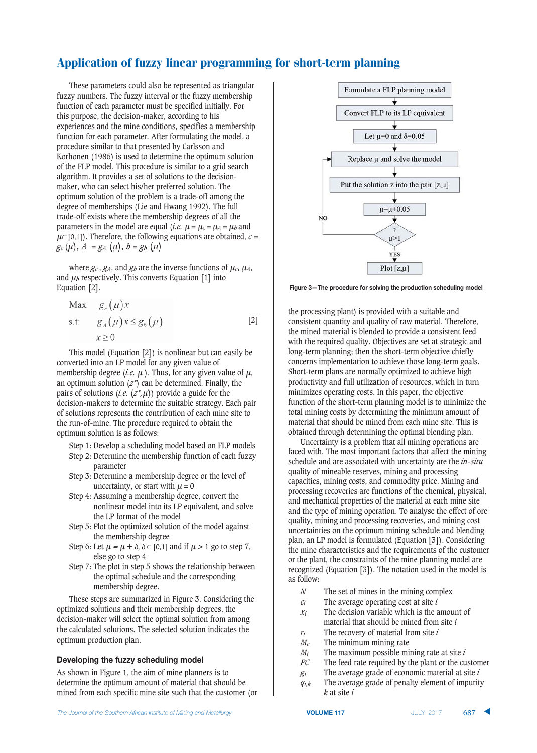These parameters could also be represented as triangular fuzzy numbers. The fuzzy interval or the fuzzy membership function of each parameter must be specified initially. For this purpose, the decision-maker, according to his experiences and the mine conditions, specifies a membership function for each parameter. After formulating the model, a procedure similar to that presented by Carlsson and Korhonen (1986) is used to determine the optimum solution of the FLP model. This procedure is similar to a grid search algorithm. It provides a set of solutions to the decision-maker, who can select his/her preferred solution. The optimum solution of the problem is a trade-off among the degree of memberships (Lie and Hwang 1992). The full trade-off exists where the membership degrees of all the parameters in the model are equal (*i.e.* $\mu = \mu_c = \mu_A = \mu_b$ and $\mu \in [0,1]$). Therefore, the following equations are obtained, $c = g_c(\mu)$, $A = g_A(\mu)$, $b = g_b(\mu)$

where $g_c$, $g_A$, and $g_b$ are the inverse functions of $\mu_c$, $\mu_A$, and $\mu_b$ respectively. This converts Equation [1] into Equation [2].

$$
\begin{aligned}
&\text{Max} \quad g_c(\mu)x \\
&\text{s.t:} \quad g_A(\mu)x \le g_b(\mu) \\
&\qquad\quad x \ge 0
\end{aligned}
\qquad [2]
$$

This model (Equation [2]) is nonlinear but can easily be converted into an LP model for any given value of membership degree (*i.e.* $\mu$). Thus, for any given value of $\mu$, an optimum solution ($z^*$) can be determined. Finally, the pairs of solutions (*i.e.* $(z^*, \mu)$) provide a guide for the decision-makers to determine the suitable strategy. Each pair of solutions represents the contribution of each mine site to the run-of-mine. The procedure required to obtain the optimum solution is as follows:

- Step 1: Develop a scheduling model based on FLP models
- Step 2: Determine the membership function of each fuzzy parameter
- Step 3: Determine a membership degree or the level of uncertainty, or start with $\mu = 0$
- Step 4: Assuming a membership degree, convert the nonlinear model into its LP equivalent, and solve the LP format of the model
- Step 5: Plot the optimized solution of the model against the membership degree
- Step 6: Let $\mu = \mu + \delta$, $\delta \in [0,1]$ and if $\mu > 1$ go to step 7, else go to step 4
- Step 7: The plot in step 5 shows the relationship between the optimal schedule and the corresponding membership degree.

These steps are summarized in Figure 3. Considering the optimized solutions and their membership degrees, the decision-maker will select the optimal solution from among the calculated solutions. The selected solution indicates the optimum production plan.

Formulate a FLP planning model

Convert FLP to its LP equivalent

Let μ=0 and δ=0.05

Replace μ and solve the model

Put the solution z into the pair [z,μ]

μ=μ+0.05

? μ>1

NO

YES

Plot [z,μ]

**Figure 3—The procedure for solving the production scheduling model**

## Developing the fuzzy scheduling model

As shown in Figure 1, the aim of mine planners is to determine the optimum amount of material that should be mined from each specific mine site such that the customer (or the processing plant) is provided with a suitable and consistent quantity and quality of raw material. Therefore, the mined material is blended to provide a consistent feed with the required quality. Objectives are set at strategic and long-term planning; then the short-term objective chiefly concerns implementation to achieve those long-term goals. Short-term plans are normally optimized to achieve high productivity and full utilization of resources, which in turn minimizes operating costs. In this paper, the objective function of the short-term planning model is to minimize the total mining costs by determining the minimum amount of material that should be mined from each mine site. This is obtained through determining the optimal blending plan.

Uncertainty is a problem that all mining operations are faced with. The most important factors that affect the mining schedule and are associated with uncertainty are the *in-situ* quality of mineable reserves, mining and processing capacities, mining costs, and commodity price. Mining and processing recoveries are functions of the chemical, physical, and mechanical properties of the material at each mine site and the type of mining operation. To analyse the effect of ore quality, mining and processing recoveries, and mining cost uncertainties on the optimum mining schedule and blending plan, an LP model is formulated (Equation [3]). Considering the mine characteristics and the requirements of the customer or the plant, the constraints of the mine planning model are recognized (Equation [3]). The notation used in the model is as follow:

- $N$ — The set of mines in the mining complex
- $c_i$ — The average operating cost at site $i$
- $x_i$ — The decision variable which is the amount of material that should be mined from site $i$
- $r_i$ — The recovery of material from site $i$
- $M_c$ — The minimum mining rate
- $M_i$ — The maximum possible mining rate at site $i$
- $PC$ — The feed rate required by the plant or the customer
- $g_i$ — The average grade of economic material at site $i$
- $q_{i,k}$ — The average grade of penalty element of impurity $k$ at site $i$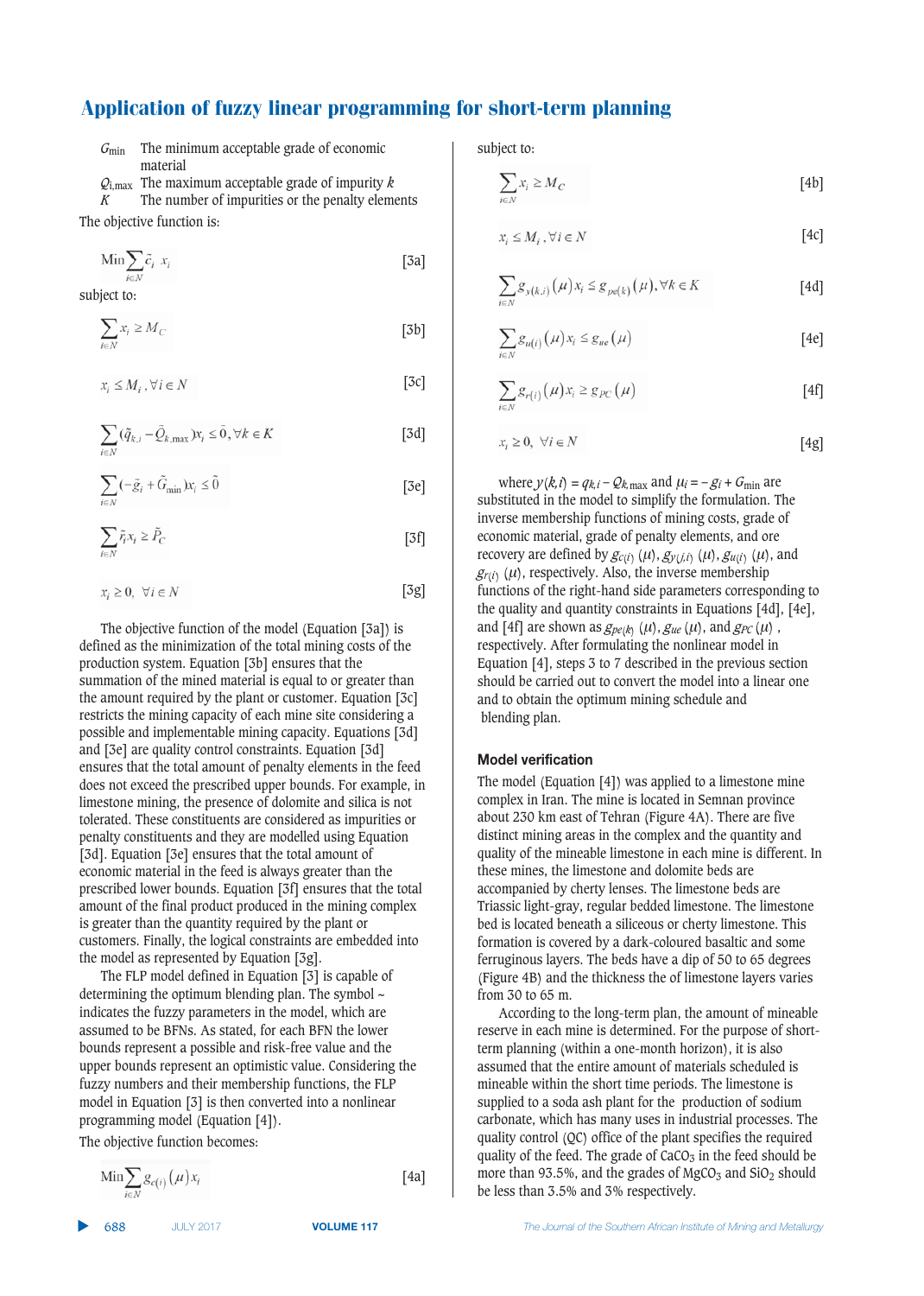| | |
|---|---|
| $G_{min}$ | The minimum acceptable grade of economic material |
| $Q_{i,max}$ | The maximum acceptable grade of impurity $k$ |
| $K$ | The number of impurities or the penalty elements |

The objective function is:

$$\text{Min} \sum_{i \in N} \tilde{c}_i \ x_i \qquad [3a]$$

subject to:

$$\sum_{i \in N} x_i \geq M_C \qquad [3b]$$

$$x_i \leq M_i, \forall i \in N \qquad [3c]$$

$$\sum_{i \in N} (\tilde{q}_{k,i} - \tilde{Q}_{k,\max}) x_i \leq \tilde{0}, \forall k \in K \qquad [3d]$$

$$\sum_{i \in N} (-\tilde{g}_i + \tilde{G}_{\min}) x_i \leq \tilde{0} \qquad [3e]$$

$$\sum_{i \in N} \tilde{r}_i x_i \geq \tilde{P}_C \qquad [3f]$$

$$x_i \geq 0, \ \forall i \in N \qquad [3g]$$

The objective function of the model (Equation [3a]) is defined as the minimization of the total mining costs of the production system. Equation [3b] ensures that the summation of the mined material is equal to or greater than the amount required by the plant or customer. Equation [3c] restricts the mining capacity of each mine site considering a possible and implementable mining capacity. Equations [3d] and [3e] are quality control constraints. Equation [3d] ensures that the total amount of penalty elements in the feed does not exceed the prescribed upper bounds. For example, in limestone mining, the presence of dolomite and silica is not tolerated. These constituents are considered as impurities or penalty constituents and they are modelled using Equation [3d]. Equation [3e] ensures that the total amount of economic material in the feed is always greater than the prescribed lower bounds. Equation [3f] ensures that the total amount of the final product produced in the mining complex is greater than the quantity required by the plant or customers. Finally, the logical constraints are embedded into the model as represented by Equation [3g].

The FLP model defined in Equation [3] is capable of determining the optimum blending plan. The symbol ~ indicates the fuzzy parameters in the model, which are assumed to be BFNs. As stated, for each BFN the lower bounds represent a possible and risk-free value and the upper bounds represent an optimistic value. Considering the fuzzy numbers and their membership functions, the FLP model in Equation [3] is then converted into a nonlinear programming model (Equation [4]).

The objective function becomes:

$$\text{Min} \sum_{i \in N} g_{c(i)}(\mu) x_i \qquad [4a]$$

subject to:

$$\sum_{i \in N} x_i \geq M_C \qquad [4b]$$

$$x_i \leq M_i, \forall i \in N \qquad [4c]$$

$$\sum_{i \in N} g_{y(k,i)}(\mu) x_i \leq g_{pe(k)}(\mu), \forall k \in K \qquad [4d]$$

$$\sum_{i \in N} g_{u(i)}(\mu) x_i \leq g_{ue}(\mu) \qquad [4e]$$

$$\sum_{i \in N} g_{r(i)}(\mu) x_i \geq g_{PC}(\mu) \qquad [4f]$$

$$x_i \geq 0, \ \forall i \in N \qquad [4g]$$

where $y(k,i) = q_{k,i} - Q_{k,\max}$ and $\mu_i = -g_i + G_{\min}$ are substituted in the model to simplify the formulation. The inverse membership functions of mining costs, grade of economic material, grade of penalty elements, and ore recovery are defined by $g_{c(i)}(\mu)$, $g_{y(j,i)}(\mu)$, $g_{u(i)}(\mu)$, and $g_{r(i)}(\mu)$, respectively. Also, the inverse membership functions of the right-hand side parameters corresponding to the quality and quantity constraints in Equations [4d], [4e], and [4f] are shown as $g_{pe(k)}(\mu)$, $g_{ue}(\mu)$, and $g_{PC}(\mu)$, respectively. After formulating the nonlinear model in Equation [4], steps 3 to 7 described in the previous section should be carried out to convert the model into a linear one and to obtain the optimum mining schedule and blending plan.

### Model verification

The model (Equation [4]) was applied to a limestone mine complex in Iran. The mine is located in Semnan province about 230 km east of Tehran (Figure 4A). There are five distinct mining areas in the complex and the quantity and quality of the mineable limestone in each mine is different. In these mines, the limestone and dolomite beds are accompanied by cherty lenses. The limestone beds are Triassic light-gray, regular bedded limestone. The limestone bed is located beneath a siliceous or cherty limestone. This formation is covered by a dark-coloured basaltic and some ferruginous layers. The beds have a dip of 50 to 65 degrees (Figure 4B) and the thickness the of limestone layers varies from 30 to 65 m.

According to the long-term plan, the amount of mineable reserve in each mine is determined. For the purpose of short-term planning (within a one-month horizon), it is also assumed that the entire amount of materials scheduled is mineable within the short time periods. The limestone is supplied to a soda ash plant for the production of sodium carbonate, which has many uses in industrial processes. The quality control (QC) office of the plant specifies the required quality of the feed. The grade of $CaCO_3$ in the feed should be more than 93.5%, and the grades of $MgCO_3$ and $SiO_2$ should be less than 3.5% and 3% respectively.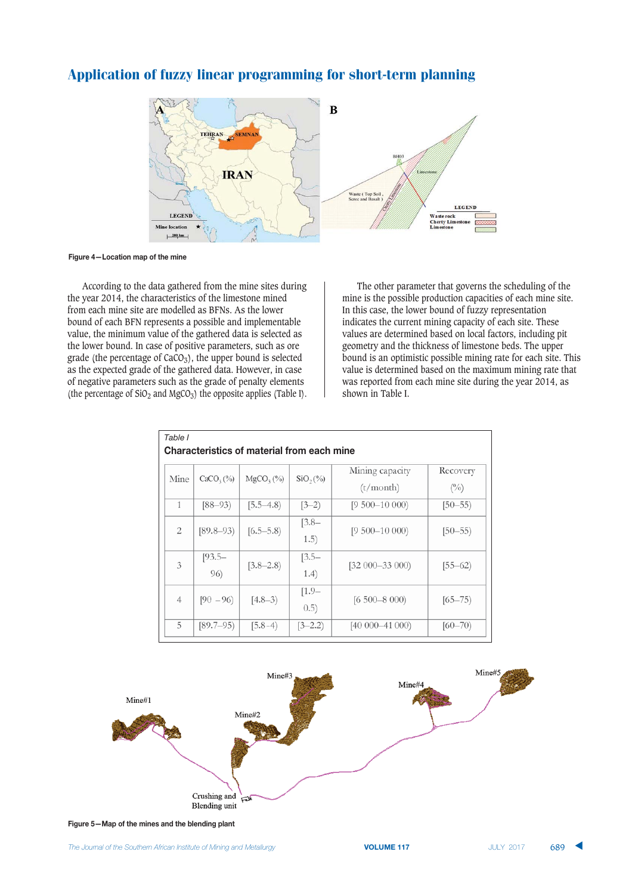## Application of fuzzy linear programming for short-term planning

A

TEHRAN

SEMNAN

IRAN

LEGEND

Mine location

200 km

B

BH03

Limestone

Waste ( Top Soil , Scree and Basalt )

Cherty Limestone

LEGEND

Waste rock

Cherty Limestone

Limestone

Figure 4—Location map of the mine

According to the data gathered from the mine sites during the year 2014, the characteristics of the limestone mined from each mine site are modelled as BFNs. As the lower bound of each BFN represents a possible and implementable value, the minimum value of the gathered data is selected as the lower bound. In case of positive parameters, such as ore grade (the percentage of $CaCO_3$), the upper bound is selected as the expected grade of the gathered data. However, in case of negative parameters such as the grade of penalty elements (the percentage of $SiO_2$ and $MgCO_3$) the opposite applies (Table I).

The other parameter that governs the scheduling of the mine is the possible production capacities of each mine site. In this case, the lower bound of fuzzy representation indicates the current mining capacity of each site. These values are determined based on local factors, including pit geometry and the thickness of limestone beds. The upper bound is an optimistic possible mining rate for each site. This value is determined based on the maximum mining rate that was reported from each mine site during the year 2014, as shown in Table I.

*Table I*

**Characteristics of material from each mine**

| Mine | $CaCO_3$ (%) | $MgCO_3$ (%) | $SiO_2$ (%) | Mining capacity (t/month) | Recovery (%) |
|---|---|---|---|---|---|
| 1 | [88–93) | [5.5–4.8) | [3–2) | [9 500–10 000) | [50–55) |
| 2 | [89.8–93) | [6.5–5.8) | [3.8–1.5) | [9 500–10 000) | [50–55) |
| 3 | [93.5–96) | [3.8–2.8) | [3.5–1.4) | [32 000–33 000) | [55–62) |
| 4 | [90 –96) | [4.8–3) | [1.9–0.5) | [6 500–8 000) | [65–75) |
| 5 | [89.7–95) | [5.8–4) | [3–2.2) | [40 000–41 000) | [60–70) |

Mine#1

Mine#2

Mine#3

Mine#4

Mine#5

Crushing and Blending unit

Figure 5—Map of the mines and the blending plant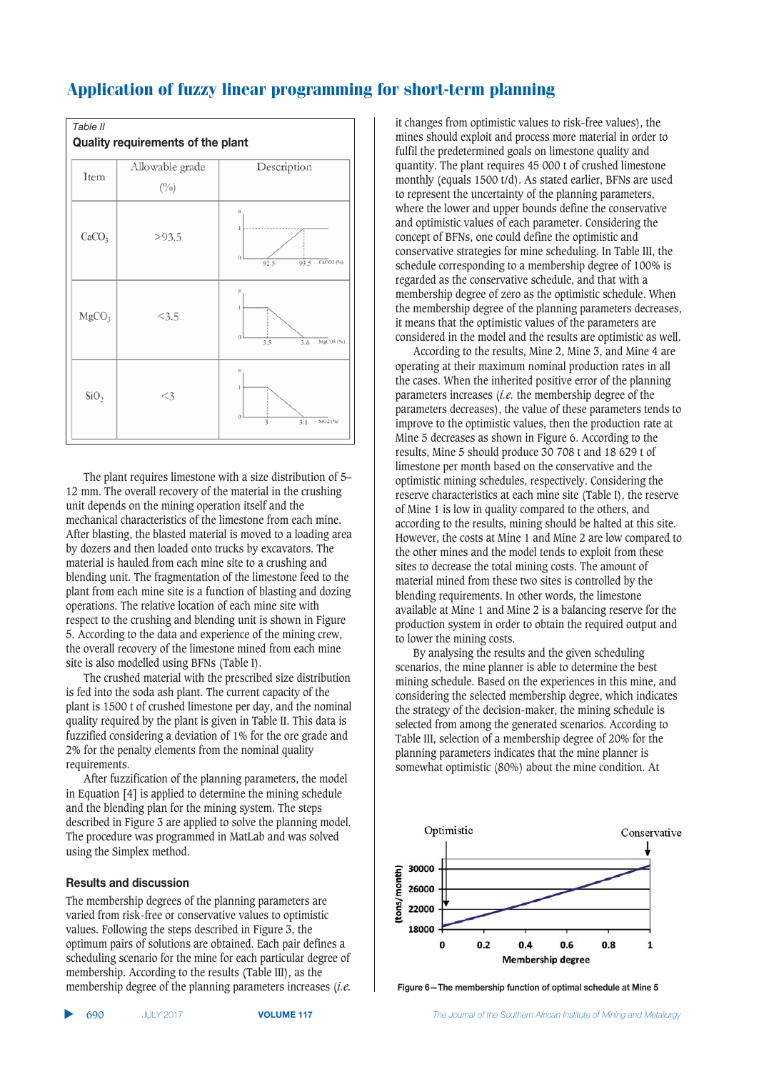Table II

**Quality requirements of the plant**

| Item | Allowable grade (%) | Description |
|---|---|---|
| $CaCO_3$ | >93.5 | μ; 1; 0; 92.5; 93.5; CaCO3 (%) |
| $MgCO_3$ | <3.5 | μ; 1; 0; 3.5; 3.6; MgCO3 (%) |
| $SiO_2$ | <3 | μ; 1; 0; 3; 3.1; SiO2 (%) |

The plant requires limestone with a size distribution of 5–12 mm. The overall recovery of the material in the crushing unit depends on the mining operation itself and the mechanical characteristics of the limestone from each mine. After blasting, the blasted material is moved to a loading area by dozers and then loaded onto trucks by excavators. The material is hauled from each mine site to a crushing and blending unit. The fragmentation of the limestone feed to the plant from each mine site is a function of blasting and dozing operations. The relative location of each mine site with respect to the crushing and blending unit is shown in Figure 5. According to the data and experience of the mining crew, the overall recovery of the limestone mined from each mine site is also modelled using BFNs (Table I).

The crushed material with the prescribed size distribution is fed into the soda ash plant. The current capacity of the plant is 1500 t of crushed limestone per day, and the nominal quality required by the plant is given in Table II. This data is fuzzified considering a deviation of 1% for the ore grade and 2% for the penalty elements from the nominal quality requirements.

After fuzzification of the planning parameters, the model in Equation [4] is applied to determine the mining schedule and the blending plan for the mining system. The steps described in Figure 3 are applied to solve the planning model. The procedure was programmed in MatLab and was solved using the Simplex method.

## Results and discussion

The membership degrees of the planning parameters are varied from risk-free or conservative values to optimistic values. Following the steps described in Figure 3, the optimum pairs of solutions are obtained. Each pair defines a scheduling scenario for the mine for each particular degree of membership. According to the results (Table III), as the membership degree of the planning parameters increases (*i.e.* it changes from optimistic values to risk-free values), the mines should exploit and process more material in order to fulfil the predetermined goals on limestone quality and quantity. The plant requires 45 000 t of crushed limestone monthly (equals 1500 t/d). As stated earlier, BFNs are used to represent the uncertainty of the planning parameters, where the lower and upper bounds define the conservative and optimistic values of each parameter. Considering the concept of BFNs, one could define the optimistic and conservative strategies for mine scheduling. In Table III, the schedule corresponding to a membership degree of 100% is regarded as the conservative schedule, and that with a membership degree of zero as the optimistic schedule. When the membership degree of the planning parameters decreases, it means that the optimistic values of the parameters are considered in the model and the results are optimistic as well.

According to the results, Mine 2, Mine 3, and Mine 4 are operating at their maximum nominal production rates in all the cases. When the inherited positive error of the planning parameters increases (*i.e.* the membership degree of the parameters decreases), the value of these parameters tends to improve to the optimistic values, then the production rate at Mine 5 decreases as shown in Figure 6. According to the results, Mine 5 should produce 30 708 t and 18 629 t of limestone per month based on the conservative and the optimistic mining schedules, respectively. Considering the reserve characteristics at each mine site (Table I), the reserve of Mine 1 is low in quality compared to the others, and according to the results, mining should be halted at this site. However, the costs at Mine 1 and Mine 2 are low compared to the other mines and the model tends to exploit from these sites to decrease the total mining costs. The amount of material mined from these two sites is controlled by the blending requirements. In other words, the limestone available at Mine 1 and Mine 2 is a balancing reserve for the production system in order to obtain the required output and to lower the mining costs.

By analysing the results and the given scheduling scenarios, the mine planner is able to determine the best mining schedule. Based on the experiences in this mine, and considering the selected membership degree, which indicates the strategy of the decision-maker, the mining schedule is selected from among the generated scenarios. According to Table III, selection of a membership degree of 20% for the planning parameters indicates that the mine planner is somewhat optimistic (80%) about the mine condition. At

Optimistic
Conservative
(tons/month)
30000
26000
22000
18000
0
0.2
0.4
0.6
0.8
1
Membership degree

Figure 6—The membership function of optimal schedule at Mine 5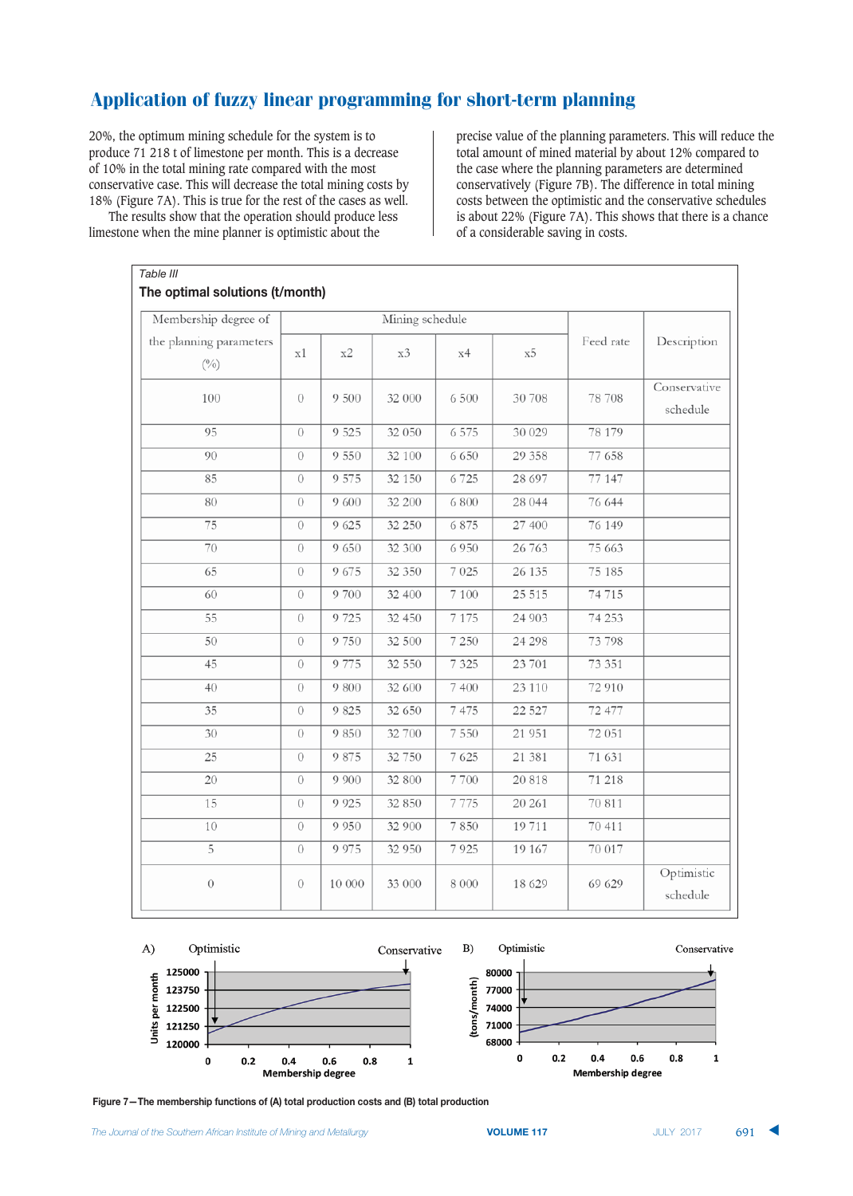20%, the optimum mining schedule for the system is to produce 71 218 t of limestone per month. This is a decrease of 10% in the total mining rate compared with the most conservative case. This will decrease the total mining costs by 18% (Figure 7A). This is true for the rest of the cases as well.

The results show that the operation should produce less limestone when the mine planner is optimistic about the precise value of the planning parameters. This will reduce the total amount of mined material by about 12% compared to the case where the planning parameters are determined conservatively (Figure 7B). The difference in total mining costs between the optimistic and the conservative schedules is about 22% (Figure 7A). This shows that there is a chance of a considerable saving in costs.

*Table III*

**The optimal solutions (t/month)**

| Membership degree of the planning parameters (%) | Mining schedule | | | | | Feed rate | Description |
|---|---|---|---|---|---|---|---|
| | x1 | x2 | x3 | x4 | x5 | | |
| 100 | 0 | 9 500 | 32 000 | 6 500 | 30 708 | 78 708 | Conservative schedule |
| 95 | 0 | 9 525 | 32 050 | 6 575 | 30 029 | 78 179 | |
| 90 | 0 | 9 550 | 32 100 | 6 650 | 29 358 | 77 658 | |
| 85 | 0 | 9 575 | 32 150 | 6 725 | 28 697 | 77 147 | |
| 80 | 0 | 9 600 | 32 200 | 6 800 | 28 044 | 76 644 | |
| 75 | 0 | 9 625 | 32 250 | 6 875 | 27 400 | 76 149 | |
| 70 | 0 | 9 650 | 32 300 | 6 950 | 26 763 | 75 663 | |
| 65 | 0 | 9 675 | 32 350 | 7 025 | 26 135 | 75 185 | |
| 60 | 0 | 9 700 | 32 400 | 7 100 | 25 515 | 74 715 | |
| 55 | 0 | 9 725 | 32 450 | 7 175 | 24 903 | 74 253 | |
| 50 | 0 | 9 750 | 32 500 | 7 250 | 24 298 | 73 798 | |
| 45 | 0 | 9 775 | 32 550 | 7 325 | 23 701 | 73 351 | |
| 40 | 0 | 9 800 | 32 600 | 7 400 | 23 110 | 72 910 | |
| 35 | 0 | 9 825 | 32 650 | 7 475 | 22 527 | 72 477 | |
| 30 | 0 | 9 850 | 32 700 | 7 550 | 21 951 | 72 051 | |
| 25 | 0 | 9 875 | 32 750 | 7 625 | 21 381 | 71 631 | |
| 20 | 0 | 9 900 | 32 800 | 7 700 | 20 818 | 71 218 | |
| 15 | 0 | 9 925 | 32 850 | 7 775 | 20 261 | 70 811 | |
| 10 | 0 | 9 950 | 32 900 | 7 850 | 19 711 | 70 411 | |
| 5 | 0 | 9 975 | 32 950 | 7 925 | 19 167 | 70 017 | |
| 0 | 0 | 10 000 | 33 000 | 8 000 | 18 629 | 69 629 | Optimistic schedule |

A) Optimistic Conservative

Units per month

125000
123750
122500
121250
120000

0 0.2 0.4 0.6 0.8 1

Membership degree

B) Optimistic Conservative

(tons/month)

80000
77000
74000
71000
68000

0 0.2 0.4 0.6 0.8 1

Membership degree

**Figure 7—The membership functions of (A) total production costs and (B) total production**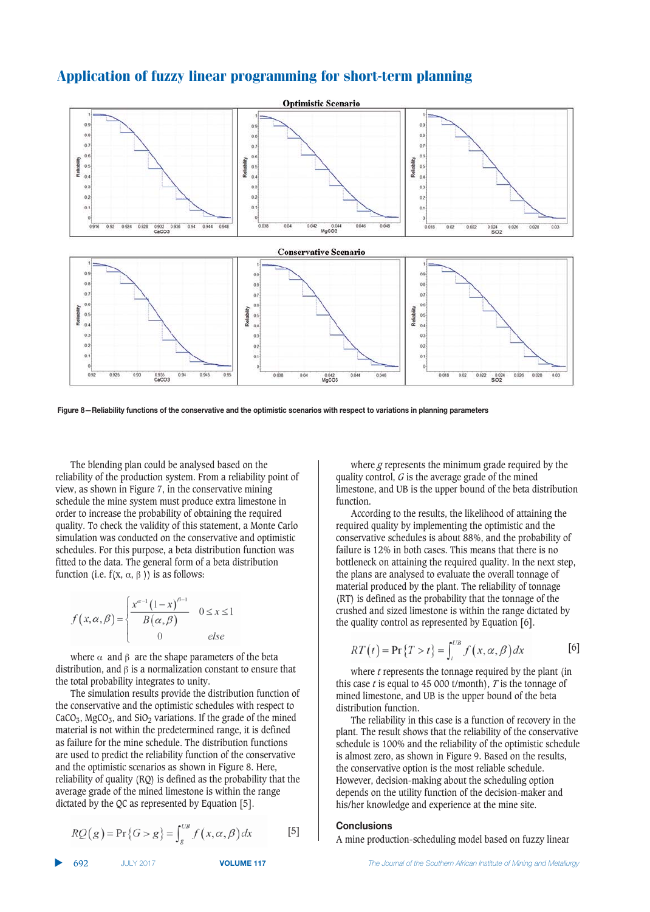Optimistic Scenario

Reliability

CaCO3

MgCO3

SO2

Conservative Scenario

Reliability

CaCO3

MgCO3

SO2

Figure 8—Reliability functions of the conservative and the optimistic scenarios with respect to variations in planning parameters

The blending plan could be analysed based on the reliability of the production system. From a reliability point of view, as shown in Figure 7, in the conservative mining schedule the mine system must produce extra limestone in order to increase the probability of obtaining the required quality. To check the validity of this statement, a Monte Carlo simulation was conducted on the conservative and optimistic schedules. For this purpose, a beta distribution function was fitted to the data. The general form of a beta distribution function (i.e. f(x, $\alpha$, $\beta$ )) is as follows:

$$f(x,\alpha,\beta) = \begin{cases} \dfrac{x^{\alpha-1}(1-x)^{\beta-1}}{B(\alpha,\beta)} & 0 \le x \le 1 \\ 0 & else \end{cases}$$

where $\alpha$ and $\beta$ are the shape parameters of the beta distribution, and $\beta$ is a normalization constant to ensure that the total probability integrates to unity.

The simulation results provide the distribution function of the conservative and the optimistic schedules with respect to $CaCO_3$, $MgCO_3$, and $SiO_2$ variations. If the grade of the mined material is not within the predetermined range, it is defined as failure for the mine schedule. The distribution functions are used to predict the reliability function of the conservative and the optimistic scenarios as shown in Figure 8. Here, reliability of quality (RQ) is defined as the probability that the average grade of the mined limestone is within the range dictated by the QC as represented by Equation [5].

$$RQ(g) = \Pr\{G > g\} = \int_g^{UB} f(x,\alpha,\beta)\,dx \qquad [5]$$

where $g$ represents the minimum grade required by the quality control, $G$ is the average grade of the mined limestone, and UB is the upper bound of the beta distribution function.

According to the results, the likelihood of attaining the required quality by implementing the optimistic and the conservative schedules is about 88%, and the probability of failure is 12% in both cases. This means that there is no bottleneck on attaining the required quality. In the next step, the plans are analysed to evaluate the overall tonnage of material produced by the plant. The reliability of tonnage (RT) is defined as the probability that the tonnage of the crushed and sized limestone is within the range dictated by the quality control as represented by Equation [6].

$$RT(t) = \Pr\{T > t\} = \int_t^{UB} f(x,\alpha,\beta)\,dx \qquad [6]$$

where $t$ represents the tonnage required by the plant (in this case $t$ is equal to 45 000 t/month), $T$ is the tonnage of mined limestone, and UB is the upper bound of the beta distribution function.

The reliability in this case is a function of recovery in the plant. The result shows that the reliability of the conservative schedule is 100% and the reliability of the optimistic schedule is almost zero, as shown in Figure 9. Based on the results, the conservative option is the most reliable schedule. However, decision-making about the scheduling option depends on the utility function of the decision-maker and his/her knowledge and experience at the mine site.

## Conclusions

A mine production-scheduling model based on fuzzy linear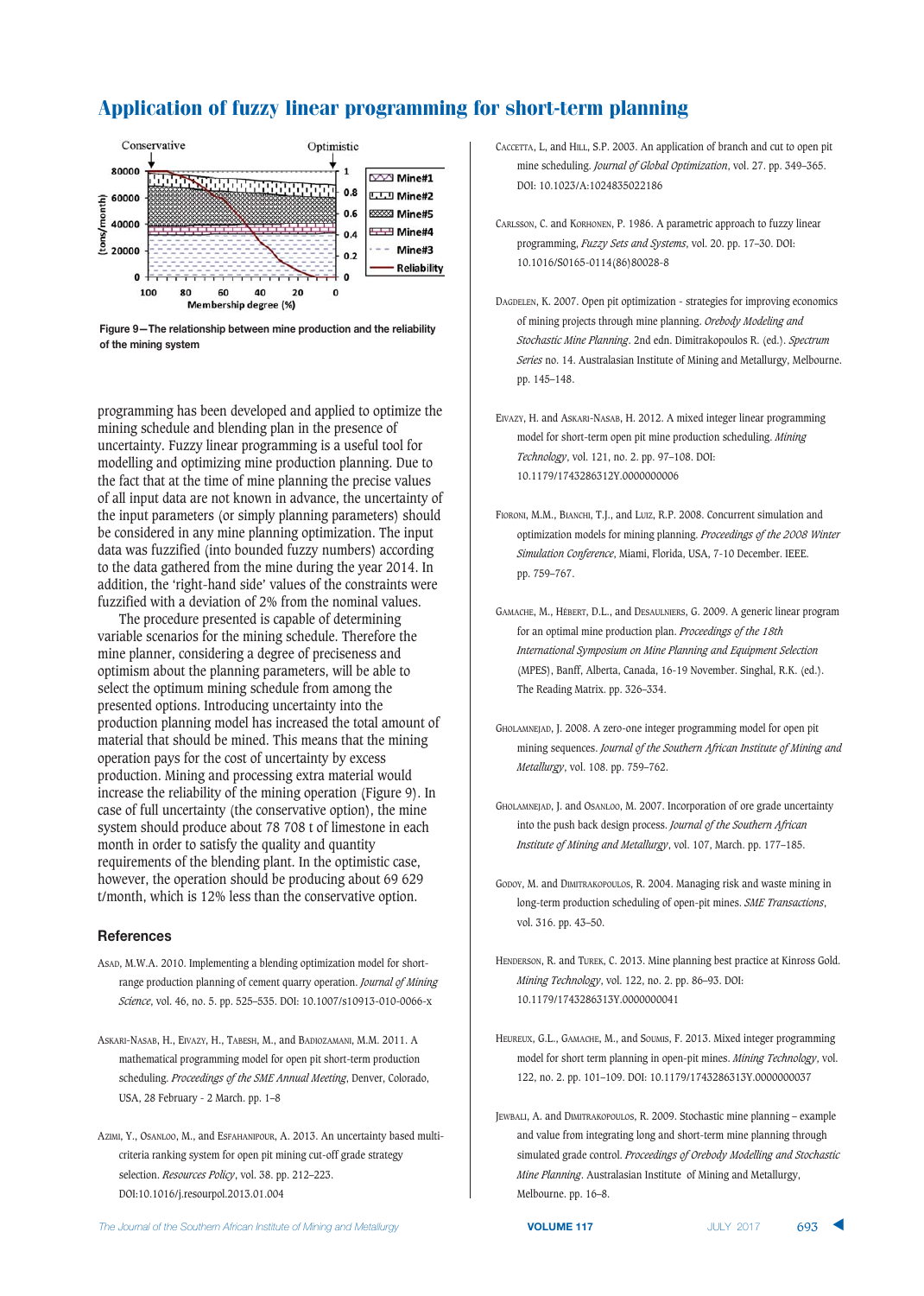Conservative

Optimistic

80000
60000
40000
20000
0

(tons/month)

1
0.8
0.6
0.4
0.2
0

Mine#1
Mine#2
Mine#5
Mine#4
Mine#3
Reliability

100 80 60 40 20 0

Membership degree (%)

**Figure 9—The relationship between mine production and the reliability of the mining system**

programming has been developed and applied to optimize the mining schedule and blending plan in the presence of uncertainty. Fuzzy linear programming is a useful tool for modelling and optimizing mine production planning. Due to the fact that at the time of mine planning the precise values of all input data are not known in advance, the uncertainty of the input parameters (or simply planning parameters) should be considered in any mine planning optimization. The input data was fuzzified (into bounded fuzzy numbers) according to the data gathered from the mine during the year 2014. In addition, the 'right-hand side' values of the constraints were fuzzified with a deviation of 2% from the nominal values.

The procedure presented is capable of determining variable scenarios for the mining schedule. Therefore the mine planner, considering a degree of preciseness and optimism about the planning parameters, will be able to select the optimum mining schedule from among the presented options. Introducing uncertainty into the production planning model has increased the total amount of material that should be mined. This means that the mining operation pays for the cost of uncertainty by excess production. Mining and processing extra material would increase the reliability of the mining operation (Figure 9). In case of full uncertainty (the conservative option), the mine system should produce about 78 708 t of limestone in each month in order to satisfy the quality and quantity requirements of the blending plant. In the optimistic case, however, the operation should be producing about 69 629 t/month, which is 12% less than the conservative option.

## References

Asad, M.W.A. 2010. Implementing a blending optimization model for short-range production planning of cement quarry operation. *Journal of Mining Science*, vol. 46, no. 5. pp. 525–535. DOI: 10.1007/s10913-010-0066-x

Askari-Nasab, H., Eivazy, H., Tabesh, M., and Badiozamani, M.M. 2011. A mathematical programming model for open pit short-term production scheduling. *Proceedings of the SME Annual Meeting*, Denver, Colorado, USA, 28 February - 2 March. pp. 1–8

Azimi, Y., Osanloo, M., and Esfahanipour, A. 2013. An uncertainty based multi-criteria ranking system for open pit mining cut-off grade strategy selection. *Resources Policy*, vol. 38. pp. 212–223. DOI:10.1016/j.resourpol.2013.01.004

Caccetta, L, and Hill, S.P. 2003. An application of branch and cut to open pit mine scheduling. *Journal of Global Optimization*, vol. 27. pp. 349–365. DOI: 10.1023/A:1024835022186

Carlsson, C. and Korhonen, P. 1986. A parametric approach to fuzzy linear programming, *Fuzzy Sets and Systems*, vol. 20. pp. 17–30. DOI: 10.1016/S0165-0114(86)80028-8

Dagdelen, K. 2007. Open pit optimization - strategies for improving economics of mining projects through mine planning. *Orebody Modeling and Stochastic Mine Planning*. 2nd edn. Dimitrakopoulos R. (ed.). *Spectrum Series* no. 14. Australasian Institute of Mining and Metallurgy, Melbourne. pp. 145–148.

Eivazy, H. and Askari-Nasab, H. 2012. A mixed integer linear programming model for short-term open pit mine production scheduling. *Mining Technology*, vol. 121, no. 2. pp. 97–108. DOI: 10.1179/1743286312Y.0000000006

Fioroni, M.M., Bianchi, T.J., and Luiz, R.P. 2008. Concurrent simulation and optimization models for mining planning. *Proceedings of the 2008 Winter Simulation Conference*, Miami, Florida, USA, 7-10 December. IEEE. pp. 759–767.

Gamache, M., Hébert, D.L., and Desaulniers, G. 2009. A generic linear program for an optimal mine production plan. *Proceedings of the 18th International Symposium on Mine Planning and Equipment Selection* (MPES), Banff, Alberta, Canada, 16-19 November. Singhal, R.K. (ed.). The Reading Matrix. pp. 326–334.

Gholamnejad, J. 2008. A zero-one integer programming model for open pit mining sequences. *Journal of the Southern African Institute of Mining and Metallurgy*, vol. 108. pp. 759–762.

Gholamnejad, J. and Osanloo, M. 2007. Incorporation of ore grade uncertainty into the push back design process. *Journal of the Southern African Institute of Mining and Metallurgy*, vol. 107, March. pp. 177–185.

Godoy, M. and Dimitrakopoulos, R. 2004. Managing risk and waste mining in long-term production scheduling of open-pit mines. *SME Transactions*, vol. 316. pp. 43–50.

Henderson, R. and Turek, C. 2013. Mine planning best practice at Kinross Gold. *Mining Technology*, vol. 122, no. 2. pp. 86–93. DOI: 10.1179/1743286313Y.0000000041

Heureux, G.L., Gamache, M., and Soumis, F. 2013. Mixed integer programming model for short term planning in open-pit mines. *Mining Technology*, vol. 122, no. 2. pp. 101–109. DOI: 10.1179/1743286313Y.0000000037

Jewbali, A. and Dimitrakopoulos, R. 2009. Stochastic mine planning – example and value from integrating long and short-term mine planning through simulated grade control. *Proceedings of Orebody Modelling and Stochastic Mine Planning*. Australasian Institute of Mining and Metallurgy, Melbourne. pp. 16–8.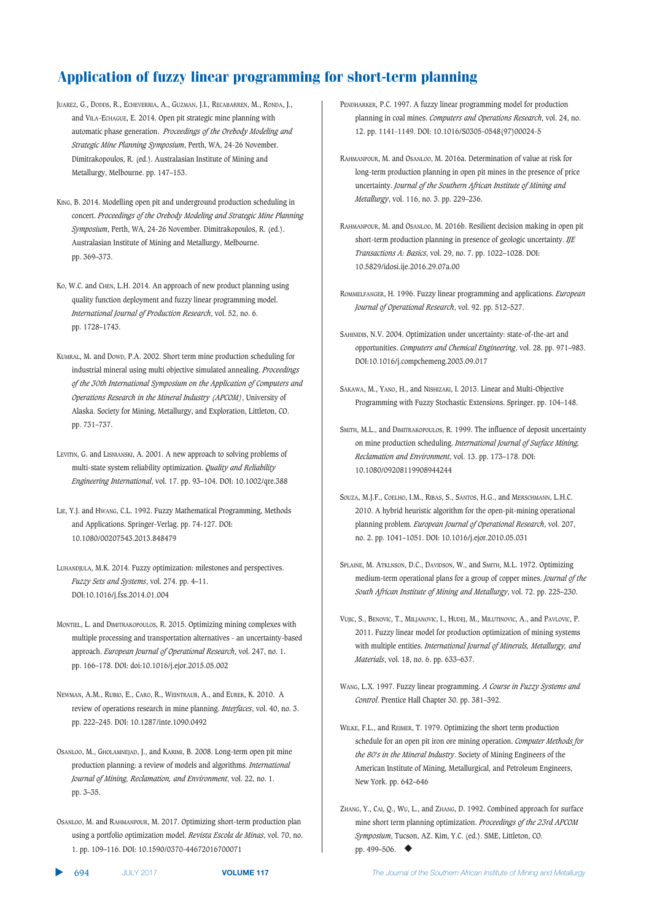Juarez, G., Dodds, R., Echeverria, A., Guzman, J.I., Recabarren, M., Ronda, J., and Vila-Echague, E. 2014. Open pit strategic mine planning with automatic phase generation. *Proceedings of the Orebody Modeling and Strategic Mine Planning Symposium*, Perth, WA, 24-26 November. Dimitrakopoulos, R. (ed.). Australasian Institute of Mining and Metallurgy, Melbourne. pp. 147–153.

King, B. 2014. Modelling open pit and underground production scheduling in concert. *Proceedings of the Orebody Modeling and Strategic Mine Planning Symposium*, Perth, WA, 24-26 November. Dimitrakopoulos, R. (ed.). Australasian Institute of Mining and Metallurgy, Melbourne. pp. 369–373.

Ko, W.C. and Chen, L.H. 2014. An approach of new product planning using quality function deployment and fuzzy linear programming model. *International Journal of Production Research*, vol. 52, no. 6. pp. 1728–1743.

Kumral, M. and Dowd, P.A. 2002. Short term mine production scheduling for industrial mineral using multi objective simulated annealing. *Proceedings of the 30th International Symposium on the Application of Computers and Operations Research in the Mineral Industry (APCOM)*, University of Alaska. Society for Mining, Metallurgy, and Exploration, Littleton, CO. pp. 731–737.

Levitin, G. and Lisnianski, A. 2001. A new approach to solving problems of multi-state system reliability optimization. *Quality and Reliability Engineering International*, vol. 17. pp. 93–104. DOI: 10.1002/qre.388

Lie, Y.J. and Hwang, C.L. 1992. Fuzzy Mathematical Programming, Methods and Applications. Springer-Verlag. pp. 74-127. DOI: 10.1080/00207543.2013.848479

Luhandjula, M.K. 2014. Fuzzy optimization: milestones and perspectives. *Fuzzy Sets and Systems*, vol. 274. pp. 4–11. DOI:10.1016/j.fss.2014.01.004

Montiel, L. and Dimitrakopoulos, R. 2015. Optimizing mining complexes with multiple processing and transportation alternatives - an uncertainty-based approach. *European Journal of Operational Research*, vol. 247, no. 1. pp. 166–178. DOI: doi:10.1016/j.ejor.2015.05.002

Newman, A.M., Rubio, E., Caro, R., Weintraub, A., and Eurek, K. 2010. A review of operations research in mine planning. *Interfaces*, vol. 40, no. 3. pp. 222–245. DOI: 10.1287/inte.1090.0492

Osanloo, M., Gholamnejad, J., and Karimi, B. 2008. Long-term open pit mine production planning: a review of models and algorithms. *International Journal of Mining, Reclamation, and Environment*, vol. 22, no. 1. pp. 3–35.

Osanloo, M. and Rahmanpour, M. 2017. Optimizing short-term production plan using a portfolio optimization model. *Revista Escola de Minas*, vol. 70, no. 1. pp. 109–116. DOI: 10.1590/0370-44672016700071

Pendharker, P.C. 1997. A fuzzy linear programming model for production planning in coal mines. *Computers and Operations Research*, vol. 24, no. 12. pp. 1141-1149. DOI: 10.1016/S0305-0548(97)00024-5

Rahmanpour, M. and Osanloo, M. 2016a. Determination of value at risk for long-term production planning in open pit mines in the presence of price uncertainty. *Journal of the Southern African Institute of Mining and Metallurgy*, vol. 116, no. 3. pp. 229–236.

Rahmanpour, M. and Osanloo, M. 2016b. Resilient decision making in open pit short-term production planning in presence of geologic uncertainty. *IJE Transactions A: Basics*, vol. 29, no. 7. pp. 1022–1028. DOI: 10.5829/idosi.ije.2016.29.07a.00

Rommelfanger, H. 1996. Fuzzy linear programming and applications. *European Journal of Operational Research*, vol. 92. pp. 512–527.

Sahinidis, N.V. 2004. Optimization under uncertainty: state-of-the-art and opportunities. *Computers and Chemical Engineering*, vol. 28. pp. 971–983. DOI:10.1016/j.compchemeng.2003.09.017

Sakawa, M., Yano, H., and Nishizaki, I. 2013. Linear and Multi-Objective Programming with Fuzzy Stochastic Extensions. Springer. pp. 104–148.

Smith, M.L., and Dimitrakopoulos, R. 1999. The influence of deposit uncertainty on mine production scheduling. *International Journal of Surface Mining, Reclamation and Environment*, vol. 13. pp. 173–178. DOI: 10.1080/09208119908944244

Souza, M.J.F., Coelho, I.M., Ribas, S., Santos, H.G., and Merschmann, L.H.C. 2010. A hybrid heuristic algorithm for the open-pit-mining operational planning problem. *European Journal of Operational Research*, vol. 207, no. 2. pp. 1041–1051. DOI: 10.1016/j.ejor.2010.05.031

Splaine, M. Atklnson, D.C., Davidson, W., and Smith, M.L. 1972. Optimizing medium-term operational plans for a group of copper mines. *Journal of the South African Institute of Mining and Metallurgy*, vol. 72. pp. 225–230.

Vujic, S., Benovic, T., Miljanovic, I., Hudej, M., Milutinovic, A., and Pavlovic, P. 2011. Fuzzy linear model for production optimization of mining systems with multiple entities. *International Journal of Minerals, Metallurgy, and Materials*, vol. 18, no. 6. pp. 633–637.

Wang, L.X. 1997. Fuzzy linear programming. *A Course in Fuzzy Systems and Control*. Prentice Hall Chapter 30. pp. 381–392.

Wilke, F.L., and Reimer, T. 1979. Optimizing the short term production schedule for an open pit iron ore mining operation. *Computer Methods for the 80's in the Mineral Industry*. Society of Mining Engineers of the American Institute of Mining, Metallurgical, and Petroleum Engineers, New York. pp. 642–646

Zhang, Y., Cai, Q., Wu, L., and Zhang, D. 1992. Combined approach for surface mine short term planning optimization. *Proceedings of the 23rd APCOM Symposium*, Tucson, AZ. Kim, Y.C. (ed.). SME, Littleton, CO. pp. 499–506. ◆